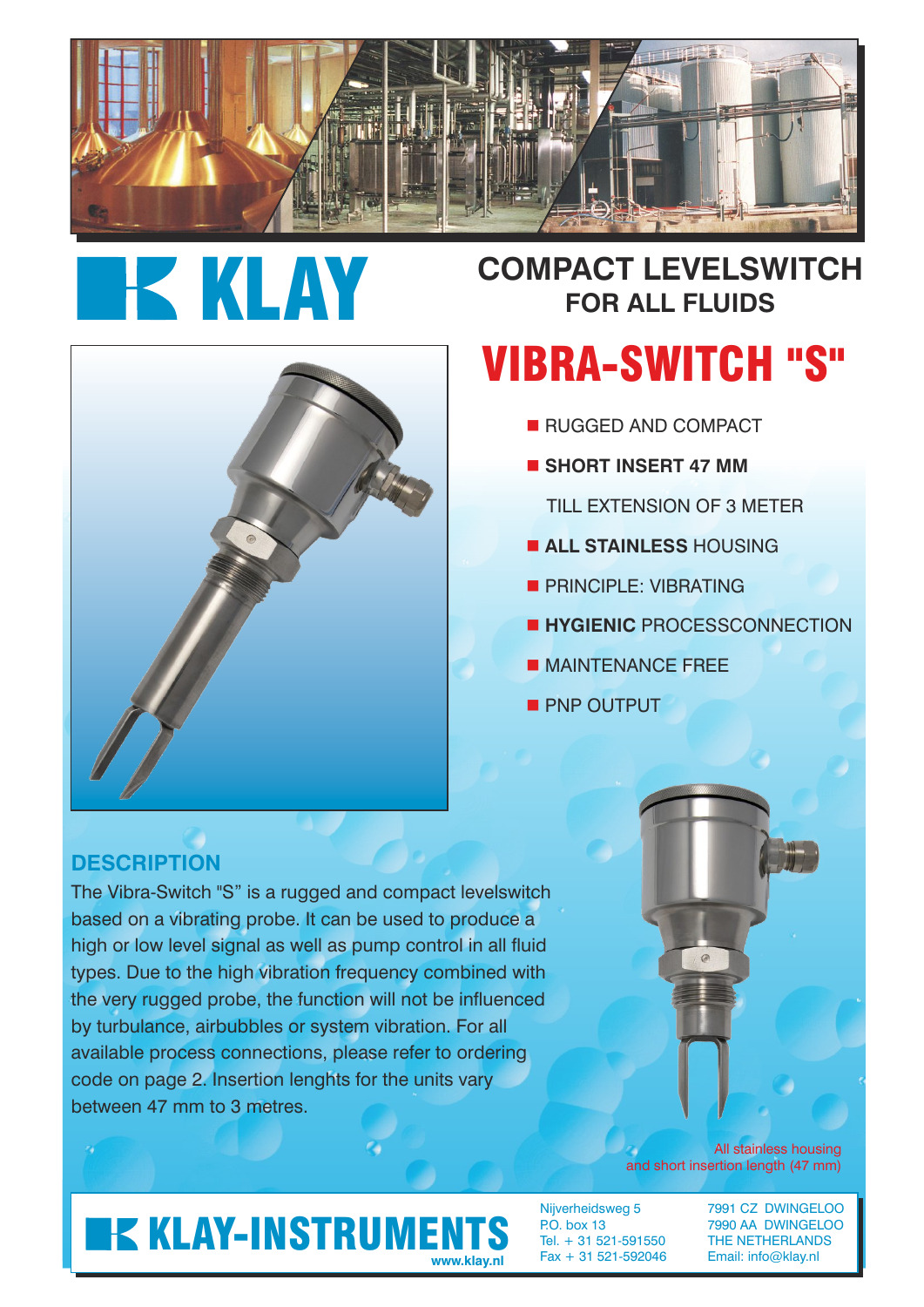# KLAY

## COMPACT LEVELSWITCH
### FOR ALL FLUIDS

# VIBRA-SWITCH "S"

- RUGGED AND COMPACT
- **SHORT INSERT 47 MM**
  TILL EXTENSION OF 3 METER
- **ALL STAINLESS** HOUSING
- PRINCIPLE: VIBRATING
- **HYGIENIC** PROCESSCONNECTION
- MAINTENANCE FREE
- PNP OUTPUT

## DESCRIPTION

The Vibra-Switch "S" is a rugged and compact levelswitch based on a vibrating probe. It can be used to produce a high or low level signal as well as pump control in all fluid types. Due to the high vibration frequency combined with the very rugged probe, the function will not be influenced by turbulance, airbubbles or system vibration. For all available process connections, please refer to ordering code on page 2. Insertion lenghts for the units vary between 47 mm to 3 metres.

All stainless housing
and short insertion length (47 mm)

**KLAY-INSTRUMENTS**
www.klay.nl

Nijverheidsweg 5
P.O. box 13
Tel. + 31 521-591550
Fax + 31 521-592046

7991 CZ DWINGELOO
7990 AA DWINGELOO
THE NETHERLANDS
Email: info@klay.nl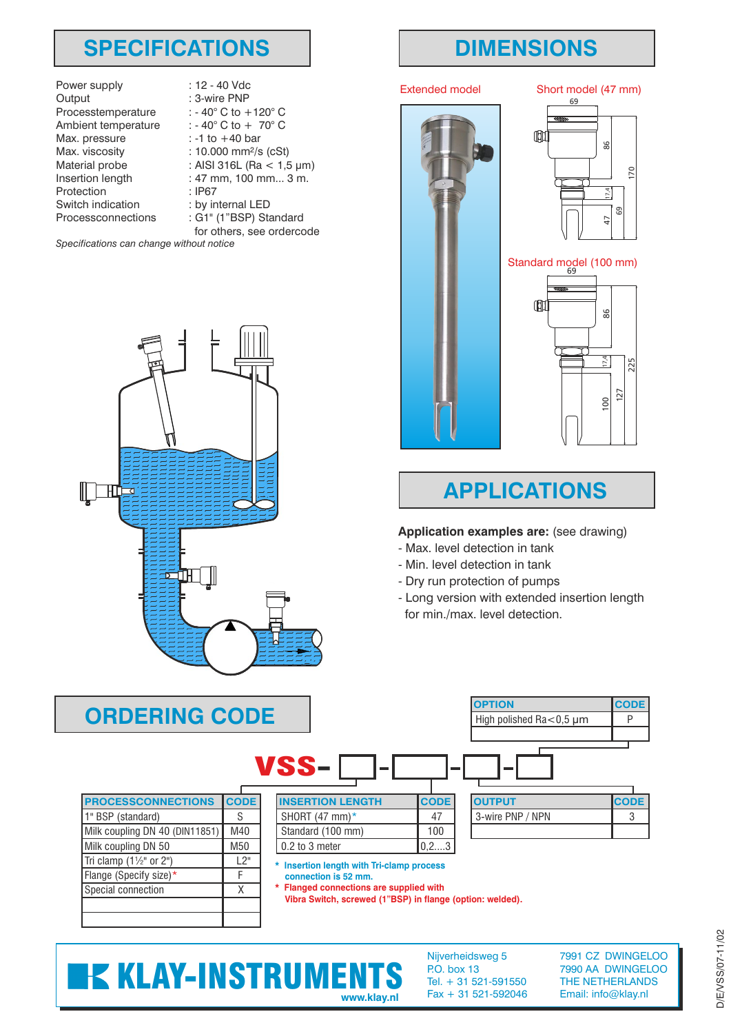## SPECIFICATIONS

| | |
|---|---|
| Power supply | : 12 - 40 Vdc |
| Output | : 3-wire PNP |
| Processtemperature | : - 40° C to +120° C |
| Ambient temperature | : - 40° C to + 70° C |
| Max. pressure | : -1 to +40 bar |
| Max. viscosity | : 10.000 mm²/s (cSt) |
| Material probe | : AISI 316L (Ra < 1,5 µm) |
| Insertion length | : 47 mm, 100 mm... 3 m. |
| Protection | : IP67 |
| Switch indication | : by internal LED |
| Processconnections | : G1" (1"BSP) Standard for others, see ordercode |

*Specifications can change without notice*

## DIMENSIONS

Extended model

Short model (47 mm)

69
86
170
17,4
69
47

Standard model (100 mm)

69
86
225
17,4
127
100

## APPLICATIONS

**Application examples are:** (see drawing)

- Max. level detection in tank
- Min. level detection in tank
- Dry run protection of pumps
- Long version with extended insertion length for min./max. level detection.

## ORDERING CODE

VSS- [ ] - [ ] - [ ] - [ ]

| OPTION | CODE |
|---|---|
| High polished Ra<0,5 µm | P |
| | |

| PROCESSCONNECTIONS | CODE |
|---|---|
| 1" BSP (standard) | S |
| Milk coupling DN 40 (DIN11851) | M40 |
| Milk coupling DN 50 | M50 |
| Tri clamp (1½" or 2") | L2" |
| Flange (Specify size)* | F |
| Special connection | X |
| | |
| | |

| INSERTION LENGTH | CODE |
|---|---|
| SHORT (47 mm)* | 47 |
| Standard (100 mm) | 100 |
| 0.2 to 3 meter | 0,2....3 |

\* Insertion length with Tri-clamp process connection is 52 mm.

\* Flanged connections are supplied with Vibra Switch, screwed (1"BSP) in flange (option: welded).

| OUTPUT | CODE |
|---|---|
| 3-wire PNP / NPN | 3 |
| | |

KLAY-INSTRUMENTS
www.klay.nl

Nijverheidsweg 5
P.O. box 13
Tel. + 31 521-591550
Fax + 31 521-592046

7991 CZ DWINGELOO
7990 AA DWINGELOO
THE NETHERLANDS
Email: info@klay.nl

D/E/VSS/07-11/02